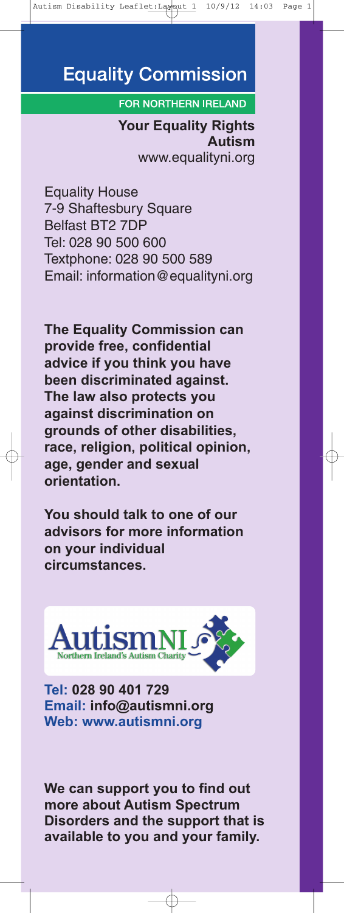# Equality Commission

FOR NORTHERN IRELAND

**Your Equality Rights**
**Autism**
www.equalityni.org

Equality House
7-9 Shaftesbury Square
Belfast BT2 7DP
Tel: 028 90 500 600
Textphone: 028 90 500 589
Email: information@equalityni.org

**The Equality Commission can provide free, confidential advice if you think you have been discriminated against. The law also protects you against discrimination on grounds of other disabilities, race, religion, political opinion, age, gender and sexual orientation.**

**You should talk to one of our advisors for more information on your individual circumstances.**

AutismNI
Northern Ireland's Autism Charity

**Tel: 028 90 401 729**
**Email: info@autismni.org**
**Web: www.autismni.org**

**We can support you to find out more about Autism Spectrum Disorders and the support that is available to you and your family.**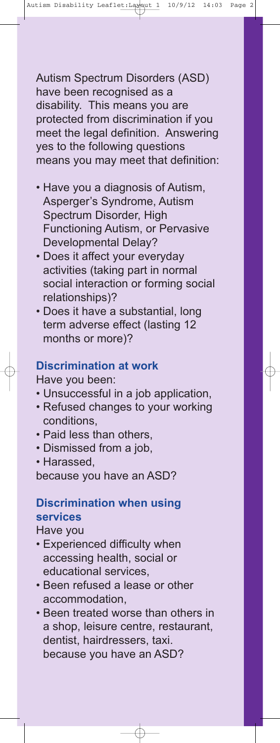Autism Spectrum Disorders (ASD) have been recognised as a disability. This means you are protected from discrimination if you meet the legal definition. Answering yes to the following questions means you may meet that definition:

- Have you a diagnosis of Autism, Asperger's Syndrome, Autism Spectrum Disorder, High Functioning Autism, or Pervasive Developmental Delay?
- Does it affect your everyday activities (taking part in normal social interaction or forming social relationships)?
- Does it have a substantial, long term adverse effect (lasting 12 months or more)?

## Discrimination at work

Have you been:

- Unsuccessful in a job application,
- Refused changes to your working conditions,
- Paid less than others,
- Dismissed from a job,
- Harassed,

because you have an ASD?

## Discrimination when using services

Have you

- Experienced difficulty when accessing health, social or educational services,
- Been refused a lease or other accommodation,
- Been treated worse than others in a shop, leisure centre, restaurant, dentist, hairdressers, taxi.
  because you have an ASD?